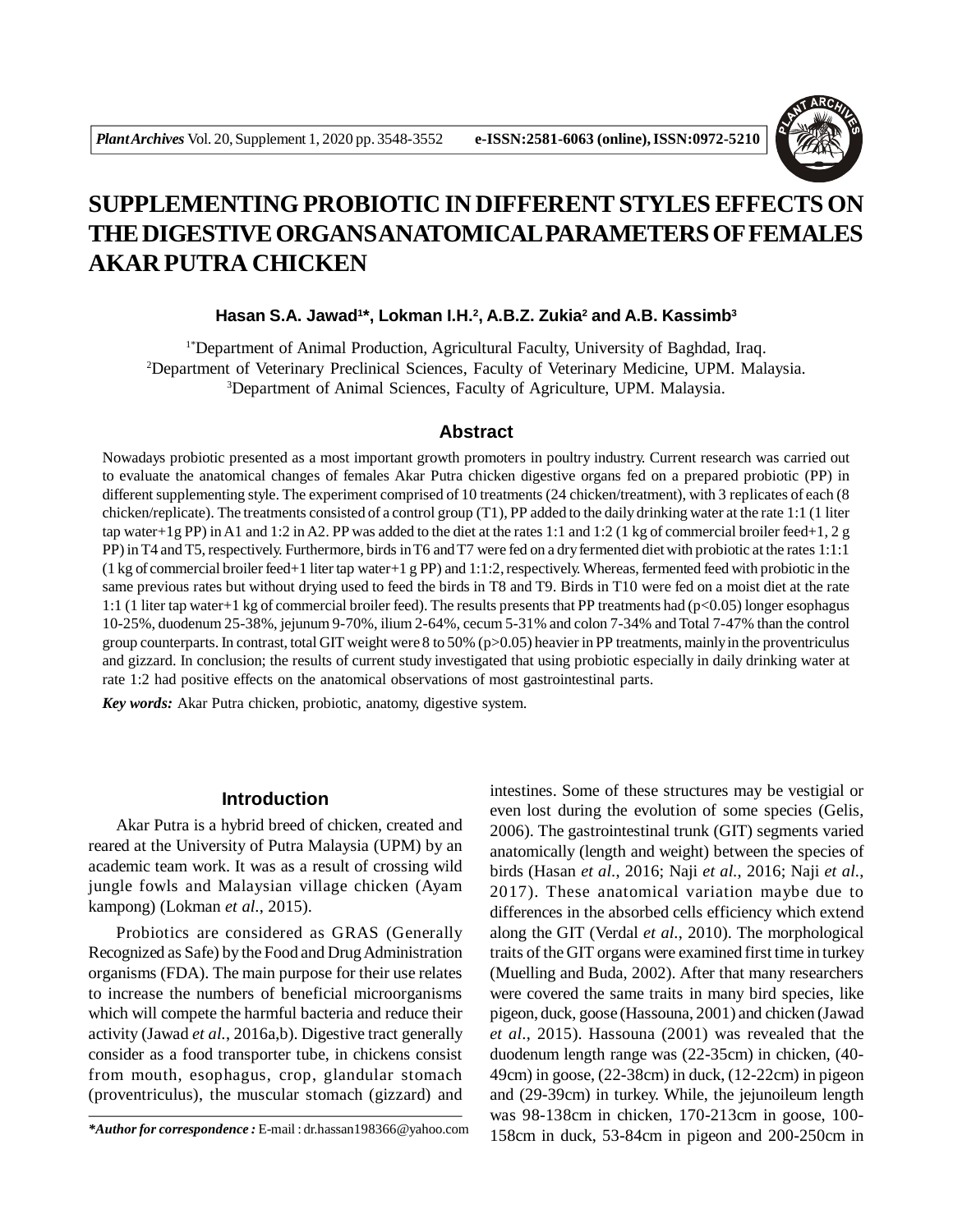# SUPPLEMENTING PROBIOTIC IN DIFFERENT STYLES EFFECTS ON THE DIGESTIVE ORGANS ANATOMICAL PARAMETERS OF FEMALES AKAR PUTRA CHICKEN

**Hasan S.A. Jawad[1]*, Lokman I.H.[2], A.B.Z. Zukia[2] and A.B. Kassimb[3]**

[1*]Department of Animal Production, Agricultural Faculty, University of Baghdad, Iraq.
[2]Department of Veterinary Preclinical Sciences, Faculty of Veterinary Medicine, UPM. Malaysia.
[3]Department of Animal Sciences, Faculty of Agriculture, UPM. Malaysia.

## Abstract

Nowadays probiotic presented as a most important growth promoters in poultry industry. Current research was carried out to evaluate the anatomical changes of females Akar Putra chicken digestive organs fed on a prepared probiotic (PP) in different supplementing style. The experiment comprised of 10 treatments (24 chicken/treatment), with 3 replicates of each (8 chicken/replicate). The treatments consisted of a control group (T1), PP added to the daily drinking water at the rate 1:1 (1 liter tap water+1g PP) in A1 and 1:2 in A2. PP was added to the diet at the rates 1:1 and 1:2 (1 kg of commercial broiler feed+1, 2 g PP) in T4 and T5, respectively. Furthermore, birds in T6 and T7 were fed on a dry fermented diet with probiotic at the rates 1:1:1 (1 kg of commercial broiler feed+1 liter tap water+1 g PP) and 1:1:2, respectively. Whereas, fermented feed with probiotic in the same previous rates but without drying used to feed the birds in T8 and T9. Birds in T10 were fed on a moist diet at the rate 1:1 (1 liter tap water+1 kg of commercial broiler feed). The results presents that PP treatments had ($p<0.05$) longer esophagus 10-25%, duodenum 25-38%, jejunum 9-70%, ilium 2-64%, cecum 5-31% and colon 7-34% and Total 7-47% than the control group counterparts. In contrast, total GIT weight were 8 to 50% ($p>0.05$) heavier in PP treatments, mainly in the proventriculus and gizzard. In conclusion; the results of current study investigated that using probiotic especially in daily drinking water at rate 1:2 had positive effects on the anatomical observations of most gastrointestinal parts.

***Key words:*** Akar Putra chicken, probiotic, anatomy, digestive system.

## Introduction

Akar Putra is a hybrid breed of chicken, created and reared at the University of Putra Malaysia (UPM) by an academic team work. It was as a result of crossing wild jungle fowls and Malaysian village chicken (Ayam kampong) (Lokman *et al.*, 2015).

Probiotics are considered as GRAS (Generally Recognized as Safe) by the Food and Drug Administration organisms (FDA). The main purpose for their use relates to increase the numbers of beneficial microorganisms which will compete the harmful bacteria and reduce their activity (Jawad *et al.*, 2016a,b). Digestive tract generally consider as a food transporter tube, in chickens consist from mouth, esophagus, crop, glandular stomach (proventriculus), the muscular stomach (gizzard) and intestines. Some of these structures may be vestigial or even lost during the evolution of some species (Gelis, 2006). The gastrointestinal trunk (GIT) segments varied anatomically (length and weight) between the species of birds (Hasan *et al.*, 2016; Naji *et al.*, 2016; Naji *et al.*, 2017). These anatomical variation maybe due to differences in the absorbed cells efficiency which extend along the GIT (Verdal *et al.*, 2010). The morphological traits of the GIT organs were examined first time in turkey (Muelling and Buda, 2002). After that many researchers were covered the same traits in many bird species, like pigeon, duck, goose (Hassouna, 2001) and chicken (Jawad *et al.*, 2015). Hassouna (2001) was revealed that the duodenum length range was (22-35cm) in chicken, (40-49cm) in goose, (22-38cm) in duck, (12-22cm) in pigeon and (29-39cm) in turkey. While, the jejunoileum length was 98-138cm in chicken, 170-213cm in goose, 100-158cm in duck, 53-84cm in pigeon and 200-250cm in

***Author for correspondence :** E-mail : dr.hassan198366@yahoo.com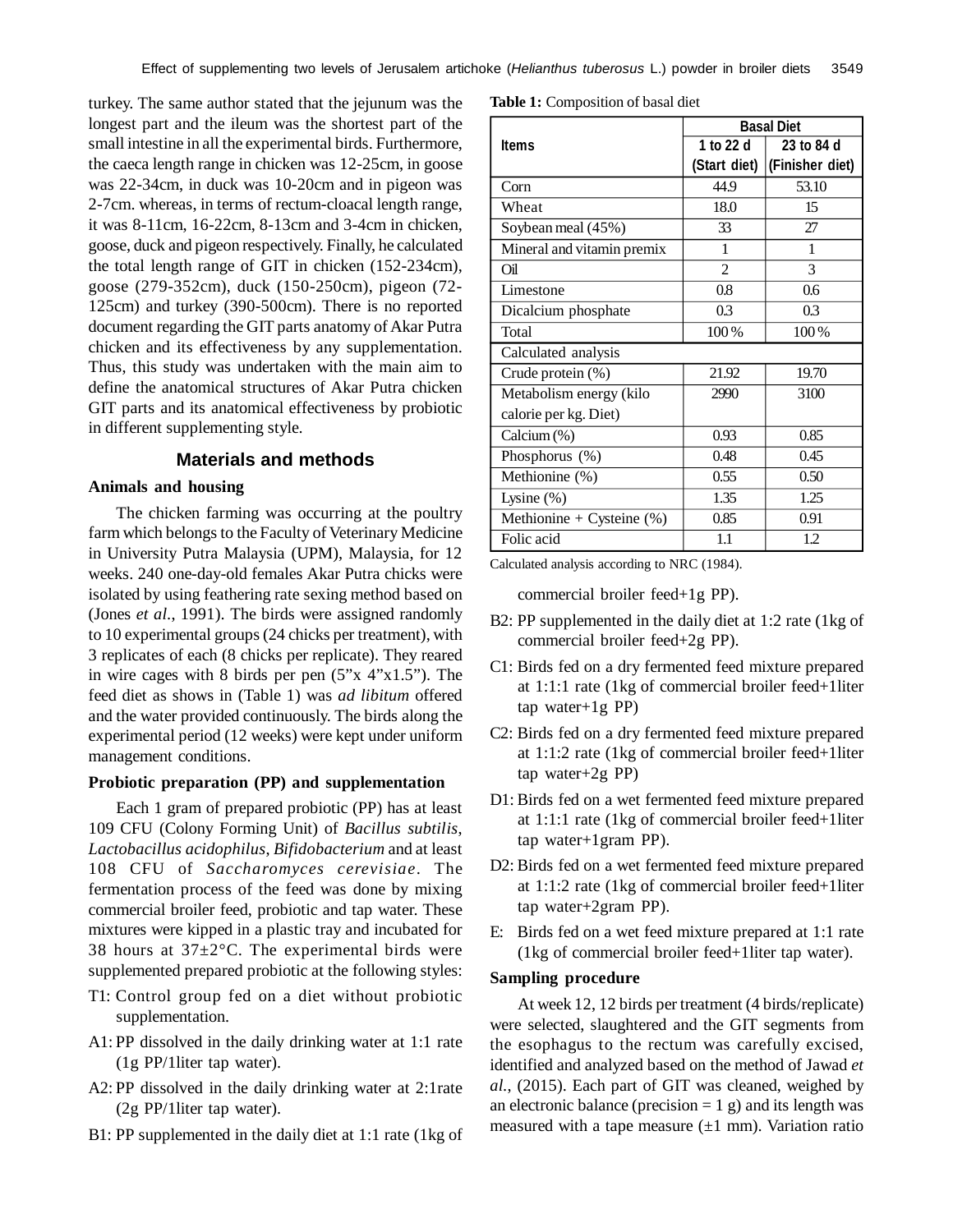turkey. The same author stated that the jejunum was the longest part and the ileum was the shortest part of the small intestine in all the experimental birds. Furthermore, the caeca length range in chicken was 12-25cm, in goose was 22-34cm, in duck was 10-20cm and in pigeon was 2-7cm. whereas, in terms of rectum-cloacal length range, it was 8-11cm, 16-22cm, 8-13cm and 3-4cm in chicken, goose, duck and pigeon respectively. Finally, he calculated the total length range of GIT in chicken (152-234cm), goose (279-352cm), duck (150-250cm), pigeon (72-125cm) and turkey (390-500cm). There is no reported document regarding the GIT parts anatomy of Akar Putra chicken and its effectiveness by any supplementation. Thus, this study was undertaken with the main aim to define the anatomical structures of Akar Putra chicken GIT parts and its anatomical effectiveness by probiotic in different supplementing style.

## Materials and methods

### Animals and housing

The chicken farming was occurring at the poultry farm which belongs to the Faculty of Veterinary Medicine in University Putra Malaysia (UPM), Malaysia, for 12 weeks. 240 one-day-old females Akar Putra chicks were isolated by using feathering rate sexing method based on (Jones *et al.*, 1991). The birds were assigned randomly to 10 experimental groups (24 chicks per treatment), with 3 replicates of each (8 chicks per replicate). They reared in wire cages with 8 birds per pen (5"x 4"x1.5"). The feed diet as shows in (Table 1) was *ad libitum* offered and the water provided continuously. The birds along the experimental period (12 weeks) were kept under uniform management conditions.

### Probiotic preparation (PP) and supplementation

Each 1 gram of prepared probiotic (PP) has at least 109 CFU (Colony Forming Unit) of *Bacillus subtilis*, *Lactobacillus acidophilus*, *Bifidobacterium* and at least 108 CFU of *Saccharomyces cerevisiae*. The fermentation process of the feed was done by mixing commercial broiler feed, probiotic and tap water. These mixtures were kipped in a plastic tray and incubated for 38 hours at 37±2°C. The experimental birds were supplemented prepared probiotic at the following styles:

- T1: Control group fed on a diet without probiotic supplementation.
- A1: PP dissolved in the daily drinking water at 1:1 rate (1g PP/1liter tap water).
- A2: PP dissolved in the daily drinking water at 2:1rate (2g PP/1liter tap water).
- B1: PP supplemented in the daily diet at 1:1 rate (1kg of commercial broiler feed+1g PP).
- B2: PP supplemented in the daily diet at 1:2 rate (1kg of commercial broiler feed+2g PP).
- C1: Birds fed on a dry fermented feed mixture prepared at 1:1:1 rate (1kg of commercial broiler feed+1liter tap water+1g PP)
- C2: Birds fed on a dry fermented feed mixture prepared at 1:1:2 rate (1kg of commercial broiler feed+1liter tap water+2g PP)
- D1: Birds fed on a wet fermented feed mixture prepared at 1:1:1 rate (1kg of commercial broiler feed+1liter tap water+1gram PP).
- D2: Birds fed on a wet fermented feed mixture prepared at 1:1:2 rate (1kg of commercial broiler feed+1liter tap water+2gram PP).
- E: Birds fed on a wet feed mixture prepared at 1:1 rate (1kg of commercial broiler feed+1liter tap water).

**Table 1:** Composition of basal diet

| Items | Basal Diet | |
|---|---|---|
| | 1 to 22 d (Start diet) | 23 to 84 d (Finisher diet) |
| Corn | 44.9 | 53.10 |
| Wheat | 18.0 | 15 |
| Soybean meal (45%) | 33 | 27 |
| Mineral and vitamin premix | 1 | 1 |
| Oil | 2 | 3 |
| Limestone | 0.8 | 0.6 |
| Dicalcium phosphate | 0.3 | 0.3 |
| Total | 100 % | 100 % |
| Calculated analysis | | |
| Crude protein (%) | 21.92 | 19.70 |
| Metabolism energy (kilo calorie per kg. Diet) | 2990 | 3100 |
| Calcium (%) | 0.93 | 0.85 |
| Phosphorus (%) | 0.48 | 0.45 |
| Methionine (%) | 0.55 | 0.50 |
| Lysine (%) | 1.35 | 1.25 |
| Methionine + Cysteine (%) | 0.85 | 0.91 |
| Folic acid | 1.1 | 1.2 |

Calculated analysis according to NRC (1984).

### Sampling procedure

At week 12, 12 birds per treatment (4 birds/replicate) were selected, slaughtered and the GIT segments from the esophagus to the rectum was carefully excised, identified and analyzed based on the method of Jawad *et al.*, (2015). Each part of GIT was cleaned, weighed by an electronic balance (precision = 1 g) and its length was measured with a tape measure (±1 mm). Variation ratio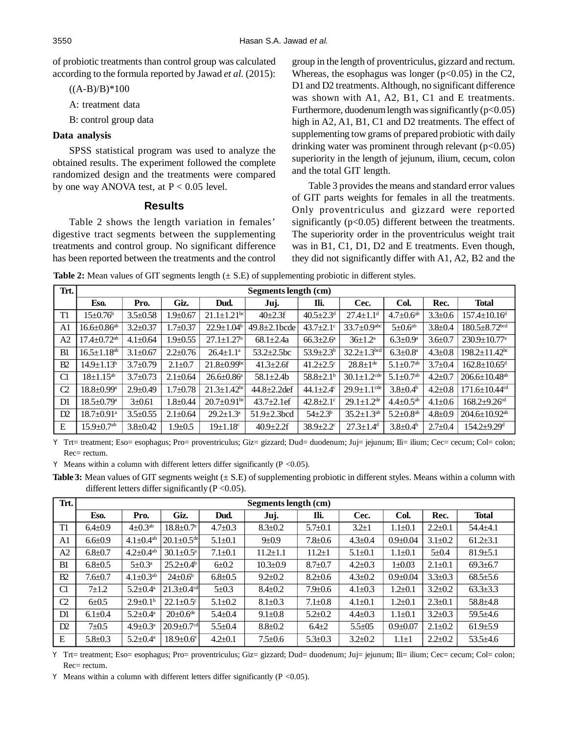of probiotic treatments than control group was calculated according to the formula reported by Jawad *et al.* (2015):

((A-B)/B)*100

A: treatment data

B: control group data

**Data analysis**

SPSS statistical program was used to analyze the obtained results. The experiment followed the complete randomized design and the treatments were compared by one way ANOVA test, at P < 0.05 level.

## Results

Table 2 shows the length variation in females' digestive tract segments between the supplementing treatments and control group. No significant difference has been reported between the treatments and the control group in the length of proventriculus, gizzard and rectum. Whereas, the esophagus was longer (p<0.05) in the C2, D1 and D2 treatments. Although, no significant difference was shown with A1, A2, B1, C1 and E treatments. Furthermore, duodenum length was significantly (p<0.05) high in A2, A1, B1, C1 and D2 treatments. The effect of supplementing tow grams of prepared probiotic with daily drinking water was prominent through relevant (p<0.05) superiority in the length of jejunum, ilium, cecum, colon and the total GIT length.

Table 3 provides the means and standard error values of GIT parts weights for females in all the treatments. Only proventriculus and gizzard were reported significantly (p<0.05) different between the treatments. The superiority order in the proventriculus weight trait was in B1, C1, D1, D2 and E treatments. Even though, they did not significantly differ with A1, A2, B2 and the

**Table 2:** Mean values of GIT segments length (± S.E) of supplementing probiotic in different styles.

| Trt. | Segments length (cm) | | | | | | | | | |
|---|---|---|---|---|---|---|---|---|---|---|
| | Eso. | Pro. | Giz. | Dud. | Juj. | Ili. | Cec. | Col. | Rec. | Total |
| T1 | 15±0.76b | 3.5±0.58 | 1.9±0.67 | 21.1±1.21bc | 40±2.3f | 40.5±2.3d | 27.4±1.1d | 4.7±0.6ab | 3.3±0.6 | 157.4±10.16d |
| A1 | 16.6±0.86ab | 3.2±0.37 | 1.7±0.37 | 22.9±1.04b | 49.8±2.1bcde | 43.7±2.1c | 33.7±0.9abc | 5±0.6ab | 3.8±0.4 | 180.5±8.72bcd |
| A2 | 17.4±0.72ab | 4.1±0.64 | 1.9±0.55 | 27.1±1.27a | 68.1±2.4a | 66.3±2.6a | 36±1.2a | 6.3±0.9a | 3.6±0.7 | 230.9±10.77a |
| B1 | 16.5±1.18ab | 3.1±0.67 | 2.2±0.76 | 26.4±1.1a | 53.2±2.5bc | 53.9±2.3b | 32.2±1.3bcd | 6.3±0.8a | 4.3±0.8 | 198.2±11.42bc |
| B2 | 14.9±1.13b | 3.7±0.79 | 2.1±0.7 | 21.8±0.99bc | 41.3±2.6f | 41.2±2.5c | 28.8±1de | 5.1±0.7ab | 3.7±0.4 | 162.8±10.65d |
| C1 | 18±1.15ab | 3.7±0.73 | 2.1±0.64 | 26.6±0.86a | 58.1±2.4b | 58.8±2.1b | 30.1±1.2cde | 5.1±0.7ab | 4.2±0.7 | 206.6±10.48ab |
| C2 | 18.8±0.99a | 2.9±0.49 | 1.7±0.78 | 21.3±1.42bc | 44.8±2.2def | 44.1±2.4c | 29.9±1.1cde | 3.8±0.4b | 4.2±0.8 | 171.6±10.44cd |
| D1 | 18.5±0.79a | 3±0.61 | 1.8±0.44 | 20.7±0.91bc | 43.7±2.1ef | 42.8±2.1c | 29.1±1.2de | 4.4±0.5ab | 4.1±0.6 | 168.2±9.26cd |
| D2 | 18.7±0.91a | 3.5±0.55 | 2.1±0.64 | 29.2±1.3a | 51.9±2.3bcd | 54±2.3b | 35.2±1.3ab | 5.2±0.8ab | 4.8±0.9 | 204.6±10.92ab |
| E | 15.9±0.7ab | 3.8±0.42 | 1.9±0.5 | 19±1.18c | 40.9±2.2f | 38.9±2.2c | 27.3±1.4d | 3.8±0.4b | 2.7±0.4 | 154.2±9.29d |

- Trt= treatment; Eso= esophagus; Pro= proventriculus; Giz= gizzard; Dud= duodenum; Juj= jejunum; Ili= ilium; Cec= cecum; Col= colon; Rec= rectum.
- Means within a column with different letters differ significantly (P <0.05).

**Table 3:** Mean values of GIT segments weight (± S.E) of supplementing probiotic in different styles. Means within a column with different letters differ significantly (P <0.05).

| Trt. | Segments length (cm) | | | | | | | | | |
|---|---|---|---|---|---|---|---|---|---|---|
| | Eso. | Pro. | Giz. | Dud. | Juj. | Ili. | Cec. | Col. | Rec. | Total |
| T1 | 6.4±0.9 | 4±0.3ab | 18.8±0.7e | 4.7±0.3 | 8.3±0.2 | 5.7±0.1 | 3.2±1 | 1.1±0.1 | 2.2±0.1 | 54.4±4.1 |
| A1 | 6.6±0.9 | 4.1±0.4ab | 20.1±0.5de | 5.1±0.1 | 9±0.9 | 7.8±0.6 | 4.3±0.4 | 0.9±0.04 | 3.1±0.2 | 61.2±3.1 |
| A2 | 6.8±0.7 | 4.2±0.4ab | 30.1±0.5a | 7.1±0.1 | 11.2±1.1 | 11.2±1 | 5.1±0.1 | 1.1±0.1 | 5±0.4 | 81.9±5.1 |
| B1 | 6.8±0.5 | 5±0.3a | 25.2±0.4b | 6±0.2 | 10.3±0.9 | 8.7±0.7 | 4.2±0.3 | 1±0.03 | 2.1±0.1 | 69.3±6.7 |
| B2 | 7.6±0.7 | 4.1±0.3ab | 24±0.6b | 6.8±0.5 | 9.2±0.2 | 8.2±0.6 | 4.3±0.2 | 0.9±0.04 | 3.3±0.3 | 68.5±5.6 |
| C1 | 7±1.2 | 5.2±0.4a | 21.3±0.4cd | 5±0.3 | 8.4±0.2 | 7.9±0.6 | 4.1±0.3 | 1.2±0.1 | 3.2±0.2 | 63.3±3.3 |
| C2 | 6±0.5 | 2.9±0.1b | 22.1±0.5c | 5.1±0.2 | 8.1±0.3 | 7.1±0.8 | 4.1±0.1 | 1.2±0.1 | 2.3±0.1 | 58.8±4.8 |
| D1 | 6.1±0.4 | 5.2±0.4a | 20±0.6de | 5.4±0.4 | 9.1±0.8 | 5.2±0.2 | 4.4±0.3 | 1.1±0.1 | 3.2±0.3 | 59.5±4.6 |
| D2 | 7±0.5 | 4.9±0.3a | 20.9±0.7cd | 5.5±0.4 | 8.8±0.2 | 6.4±2 | 5.5±05 | 0.9±0.07 | 2.1±0.2 | 61.9±5.9 |
| E | 5.8±0.3 | 5.2±0.4a | 18.9±0.6e | 4.2±0.1 | 7.5±0.6 | 5.3±0.3 | 3.2±0.2 | 1.1±1 | 2.2±0.2 | 53.5±4.6 |

- Trt= treatment; Eso= esophagus; Pro= proventriculus; Giz= gizzard; Dud= duodenum; Juj= jejunum; Ili= ilium; Cec= cecum; Col= colon; Rec= rectum.
- Means within a column with different letters differ significantly (P <0.05).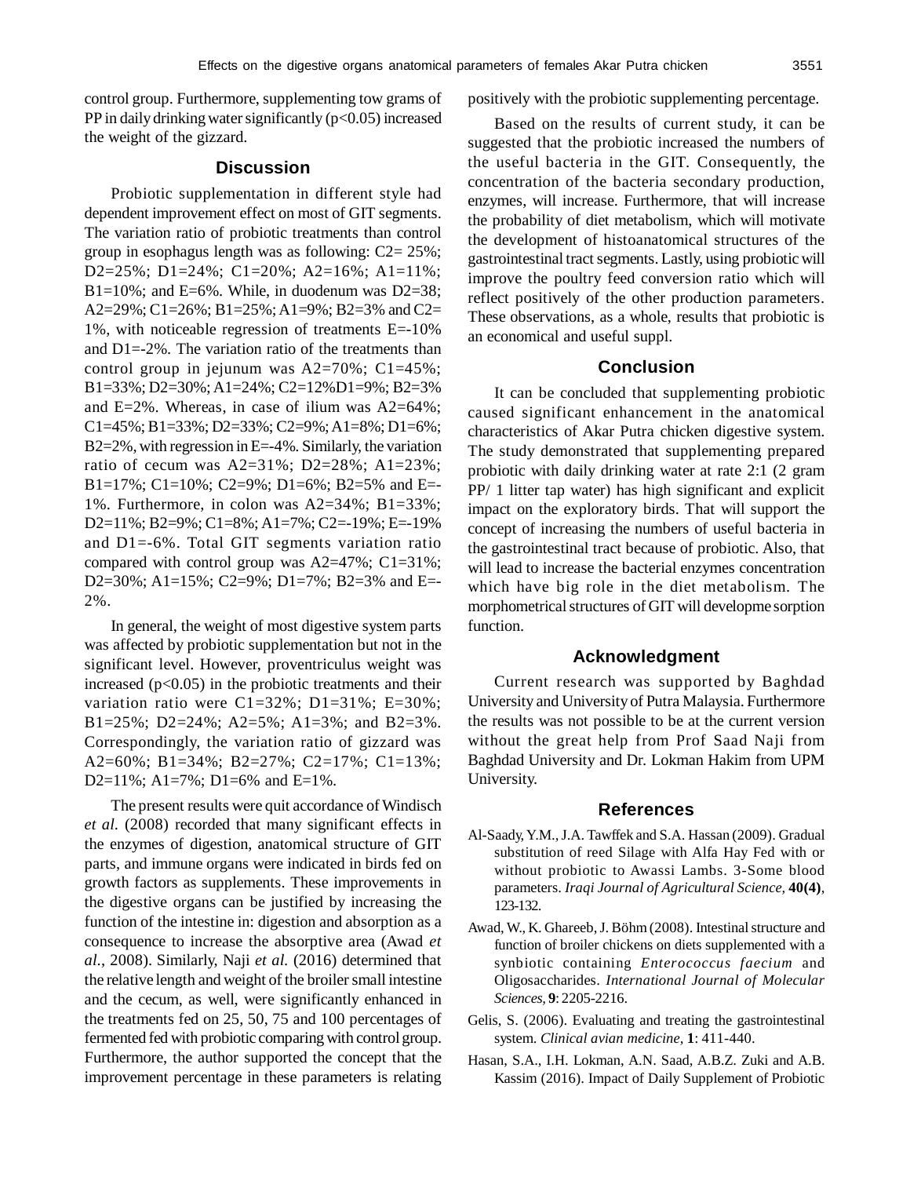control group. Furthermore, supplementing tow grams of PP in daily drinking water significantly ($p<0.05$) increased the weight of the gizzard.

## Discussion

Probiotic supplementation in different style had dependent improvement effect on most of GIT segments. The variation ratio of probiotic treatments than control group in esophagus length was as following: C2= 25%; D2=25%; D1=24%; C1=20%; A2=16%; A1=11%; B1=10%; and E=6%. While, in duodenum was D2=38; A2=29%; C1=26%; B1=25%; A1=9%; B2=3% and C2= 1%, with noticeable regression of treatments E=-10% and D1=-2%. The variation ratio of the treatments than control group in jejunum was A2=70%; C1=45%; B1=33%; D2=30%; A1=24%; C2=12%D1=9%; B2=3% and E=2%. Whereas, in case of ilium was A2=64%; C1=45%; B1=33%; D2=33%; C2=9%; A1=8%; D1=6%; B2=2%, with regression in E=-4%. Similarly, the variation ratio of cecum was A2=31%; D2=28%; A1=23%; B1=17%; C1=10%; C2=9%; D1=6%; B2=5% and E=-1%. Furthermore, in colon was A2=34%; B1=33%; D2=11%; B2=9%; C1=8%; A1=7%; C2=-19%; E=-19% and D1=-6%. Total GIT segments variation ratio compared with control group was A2=47%; C1=31%; D2=30%; A1=15%; C2=9%; D1=7%; B2=3% and E=-2%.

In general, the weight of most digestive system parts was affected by probiotic supplementation but not in the significant level. However, proventriculus weight was increased ($p<0.05$) in the probiotic treatments and their variation ratio were C1=32%; D1=31%; E=30%; B1=25%; D2=24%; A2=5%; A1=3%; and B2=3%. Correspondingly, the variation ratio of gizzard was A2=60%; B1=34%; B2=27%; C2=17%; C1=13%; D2=11%; A1=7%; D1=6% and E=1%.

The present results were quit accordance of Windisch *et al.* (2008) recorded that many significant effects in the enzymes of digestion, anatomical structure of GIT parts, and immune organs were indicated in birds fed on growth factors as supplements. These improvements in the digestive organs can be justified by increasing the function of the intestine in: digestion and absorption as a consequence to increase the absorptive area (Awad *et al.*, 2008). Similarly, Naji *et al.* (2016) determined that the relative length and weight of the broiler small intestine and the cecum, as well, were significantly enhanced in the treatments fed on 25, 50, 75 and 100 percentages of fermented fed with probiotic comparing with control group. Furthermore, the author supported the concept that the improvement percentage in these parameters is relating positively with the probiotic supplementing percentage.

Based on the results of current study, it can be suggested that the probiotic increased the numbers of the useful bacteria in the GIT. Consequently, the concentration of the bacteria secondary production, enzymes, will increase. Furthermore, that will increase the probability of diet metabolism, which will motivate the development of histoanatomical structures of the gastrointestinal tract segments. Lastly, using probiotic will improve the poultry feed conversion ratio which will reflect positively of the other production parameters. These observations, as a whole, results that probiotic is an economical and useful suppl.

## Conclusion

It can be concluded that supplementing probiotic caused significant enhancement in the anatomical characteristics of Akar Putra chicken digestive system. The study demonstrated that supplementing prepared probiotic with daily drinking water at rate 2:1 (2 gram PP/ 1 litter tap water) has high significant and explicit impact on the exploratory birds. That will support the concept of increasing the numbers of useful bacteria in the gastrointestinal tract because of probiotic. Also, that will lead to increase the bacterial enzymes concentration which have big role in the diet metabolism. The morphometrical structures of GIT will developme sorption function.

## Acknowledgment

Current research was supported by Baghdad University and University of Putra Malaysia. Furthermore the results was not possible to be at the current version without the great help from Prof Saad Naji from Baghdad University and Dr. Lokman Hakim from UPM University.

## References

Al-Saady, Y.M., J.A. Tawffek and S.A. Hassan (2009). Gradual substitution of reed Silage with Alfa Hay Fed with or without probiotic to Awassi Lambs. 3-Some blood parameters. *Iraqi Journal of Agricultural Science,* **40(4)**, 123-132.

Awad, W., K. Ghareeb, J. Böhm (2008). Intestinal structure and function of broiler chickens on diets supplemented with a synbiotic containing *Enterococcus faecium* and Oligosaccharides. *International Journal of Molecular Sciences,* **9**: 2205-2216.

Gelis, S. (2006). Evaluating and treating the gastrointestinal system. *Clinical avian medicine,* **1**: 411-440.

Hasan, S.A., I.H. Lokman, A.N. Saad, A.B.Z. Zuki and A.B. Kassim (2016). Impact of Daily Supplement of Probiotic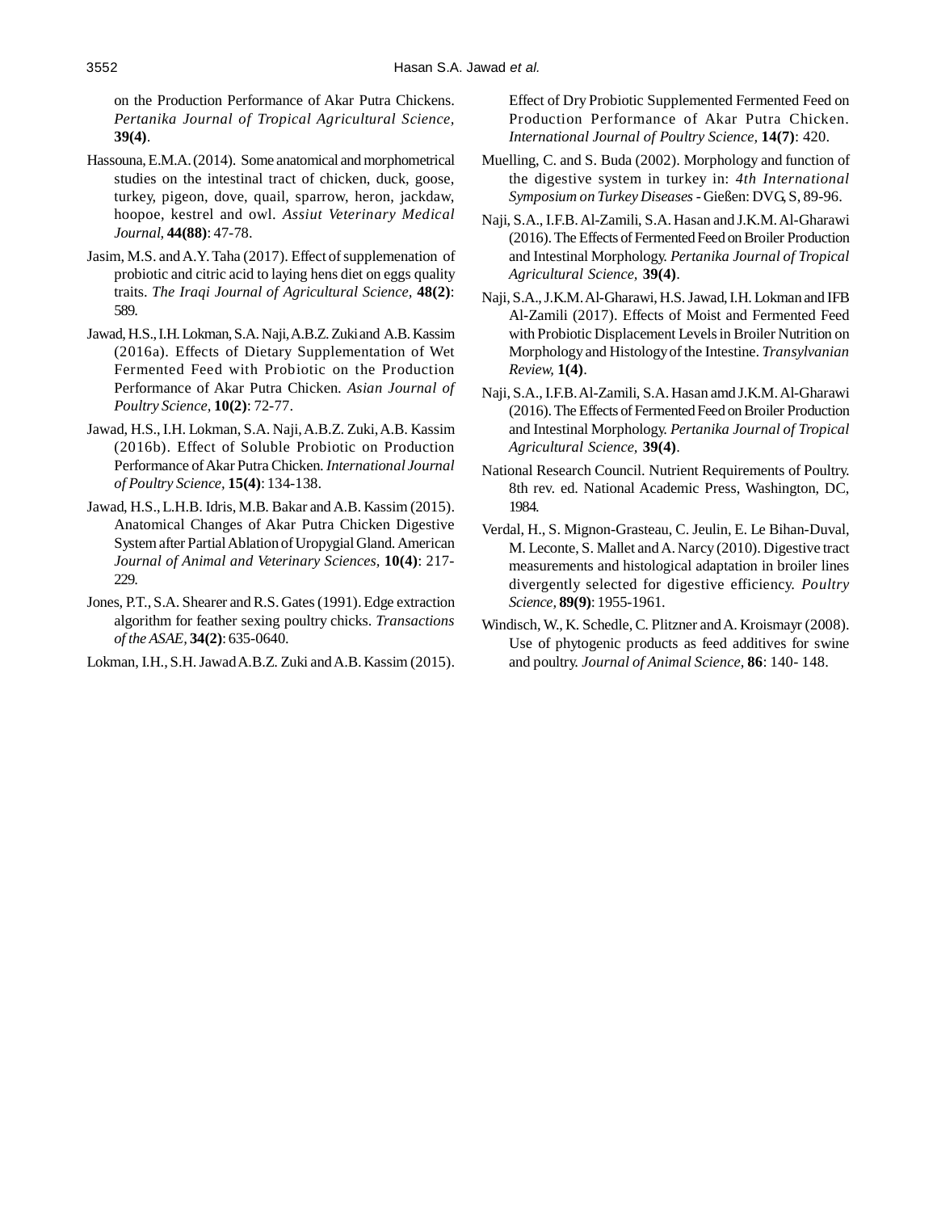on the Production Performance of Akar Putra Chickens. *Pertanika Journal of Tropical Agricultural Science,* **39(4)**.

Hassouna, E.M.A. (2014). Some anatomical and morphometrical studies on the intestinal tract of chicken, duck, goose, turkey, pigeon, dove, quail, sparrow, heron, jackdaw, hoopoe, kestrel and owl. *Assiut Veterinary Medical Journal,* **44(88)**: 47-78.

Jasim, M.S. and A.Y. Taha (2017). Effect of supplemenation of probiotic and citric acid to laying hens diet on eggs quality traits. *The Iraqi Journal of Agricultural Science,* **48(2)**: 589.

Jawad, H.S., I.H. Lokman, S.A. Naji, A.B.Z. Zuki and A.B. Kassim (2016a). Effects of Dietary Supplementation of Wet Fermented Feed with Probiotic on the Production Performance of Akar Putra Chicken. *Asian Journal of Poultry Science,* **10(2)**: 72-77.

Jawad, H.S., I.H. Lokman, S.A. Naji, A.B.Z. Zuki, A.B. Kassim (2016b). Effect of Soluble Probiotic on Production Performance of Akar Putra Chicken. *International Journal of Poultry Science,* **15(4)**: 134-138.

Jawad, H.S., L.H.B. Idris, M.B. Bakar and A.B. Kassim (2015). Anatomical Changes of Akar Putra Chicken Digestive System after Partial Ablation of Uropygial Gland. American *Journal of Animal and Veterinary Sciences,* **10(4)**: 217-229.

Jones, P.T., S.A. Shearer and R.S. Gates (1991). Edge extraction algorithm for feather sexing poultry chicks. *Transactions of the ASAE,* **34(2)**: 635-0640.

Lokman, I.H., S.H. Jawad A.B.Z. Zuki and A.B. Kassim (2015). Effect of Dry Probiotic Supplemented Fermented Feed on Production Performance of Akar Putra Chicken. *International Journal of Poultry Science,* **14(7)**: 420.

Muelling, C. and S. Buda (2002). Morphology and function of the digestive system in turkey in: *4th International Symposium on Turkey Diseases* - Gießen: DVG, S, 89-96.

Naji, S.A., I.F.B. Al-Zamili, S.A. Hasan and J.K.M. Al-Gharawi (2016). The Effects of Fermented Feed on Broiler Production and Intestinal Morphology. *Pertanika Journal of Tropical Agricultural Science,* **39(4)**.

Naji, S.A., J.K.M. Al-Gharawi, H.S. Jawad, I.H. Lokman and IFB Al-Zamili (2017). Effects of Moist and Fermented Feed with Probiotic Displacement Levels in Broiler Nutrition on Morphology and Histology of the Intestine. *Transylvanian Review,* **1(4)**.

Naji, S.A., I.F.B. Al-Zamili, S.A. Hasan amd J.K.M. Al-Gharawi (2016). The Effects of Fermented Feed on Broiler Production and Intestinal Morphology. *Pertanika Journal of Tropical Agricultural Science,* **39(4)**.

National Research Council. Nutrient Requirements of Poultry. 8th rev. ed. National Academic Press, Washington, DC, 1984.

Verdal, H., S. Mignon-Grasteau, C. Jeulin, E. Le Bihan-Duval, M. Leconte, S. Mallet and A. Narcy (2010). Digestive tract measurements and histological adaptation in broiler lines divergently selected for digestive efficiency. *Poultry Science,* **89(9)**: 1955-1961.

Windisch, W., K. Schedle, C. Plitzner and A. Kroismayr (2008). Use of phytogenic products as feed additives for swine and poultry. *Journal of Animal Science,* **86**: 140- 148.